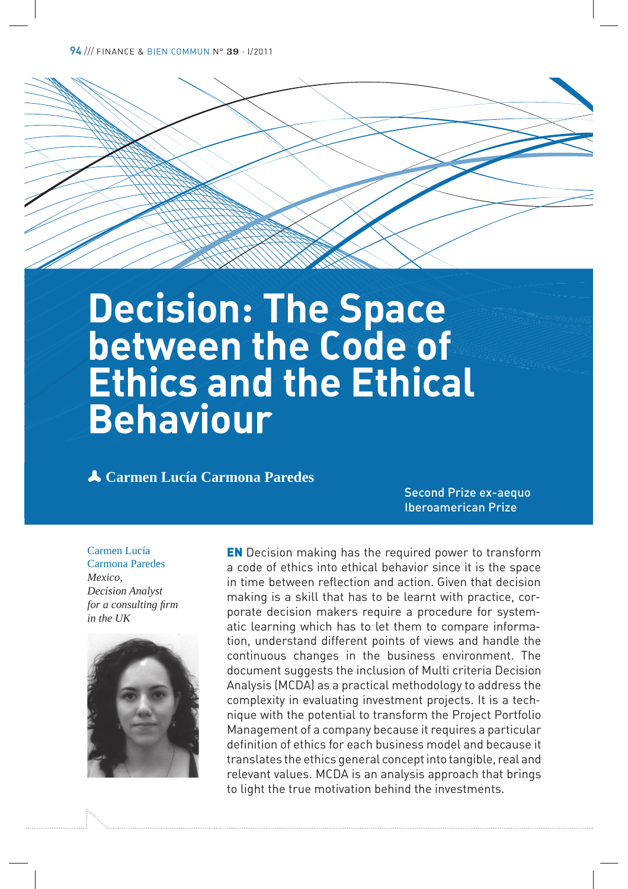# Decision: The Space between the Code of Ethics and the Ethical Behaviour

**Carmen Lucía Carmona Paredes**

Second Prize ex-aequo
Iberoamerican Prize

Carmen Lucía Carmona Paredes
*Mexico,*
*Decision Analyst for a consulting firm in the UK*

**EN** Decision making has the required power to transform a code of ethics into ethical behavior since it is the space in time between reflection and action. Given that decision making is a skill that has to be learnt with practice, corporate decision makers require a procedure for systematic learning which has to let them to compare information, understand different points of views and handle the continuous changes in the business environment. The document suggests the inclusion of Multi criteria Decision Analysis (MCDA) as a practical methodology to address the complexity in evaluating investment projects. It is a technique with the potential to transform the Project Portfolio Management of a company because it requires a particular definition of ethics for each business model and because it translates the ethics general concept into tangible, real and relevant values. MCDA is an analysis approach that brings to light the true motivation behind the investments.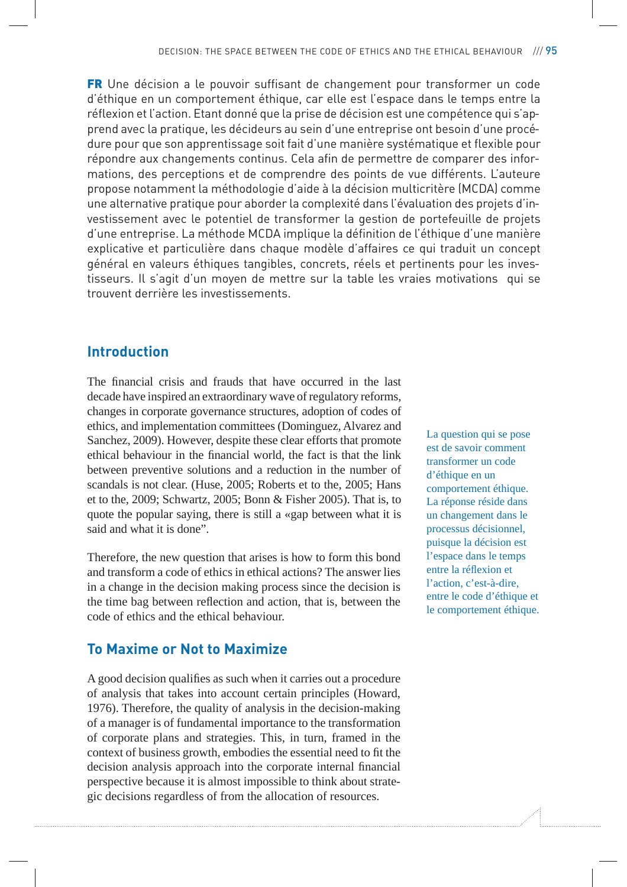**FR** Une décision a le pouvoir suffisant de changement pour transformer un code d'éthique en un comportement éthique, car elle est l'espace dans le temps entre la réflexion et l'action. Etant donné que la prise de décision est une compétence qui s'apprend avec la pratique, les décideurs au sein d'une entreprise ont besoin d'une procédure pour que son apprentissage soit fait d'une manière systématique et flexible pour répondre aux changements continus. Cela afin de permettre de comparer des informations, des perceptions et de comprendre des points de vue différents. L'auteure propose notamment la méthodologie d'aide à la décision multicritère (MCDA) comme une alternative pratique pour aborder la complexité dans l'évaluation des projets d'investissement avec le potentiel de transformer la gestion de portefeuille de projets d'une entreprise. La méthode MCDA implique la définition de l'éthique d'une manière explicative et particulière dans chaque modèle d'affaires ce qui traduit un concept général en valeurs éthiques tangibles, concrets, réels et pertinents pour les investisseurs. Il s'agit d'un moyen de mettre sur la table les vraies motivations qui se trouvent derrière les investissements.

## Introduction

The financial crisis and frauds that have occurred in the last decade have inspired an extraordinary wave of regulatory reforms, changes in corporate governance structures, adoption of codes of ethics, and implementation committees (Dominguez, Alvarez and Sanchez, 2009). However, despite these clear efforts that promote ethical behaviour in the financial world, the fact is that the link between preventive solutions and a reduction in the number of scandals is not clear. (Huse, 2005; Roberts et to the, 2005; Hans et to the, 2009; Schwartz, 2005; Bonn & Fisher 2005). That is, to quote the popular saying, there is still a «gap between what it is said and what it is done".

Therefore, the new question that arises is how to form this bond and transform a code of ethics in ethical actions? The answer lies in a change in the decision making process since the decision is the time bag between reflection and action, that is, between the code of ethics and the ethical behaviour.

La question qui se pose est de savoir comment transformer un code d'éthique en un comportement éthique. La réponse réside dans un changement dans le processus décisionnel, puisque la décision est l'espace dans le temps entre la réflexion et l'action, c'est-à-dire, entre le code d'éthique et le comportement éthique.

## To Maxime or Not to Maximize

A good decision qualifies as such when it carries out a procedure of analysis that takes into account certain principles (Howard, 1976). Therefore, the quality of analysis in the decision-making of a manager is of fundamental importance to the transformation of corporate plans and strategies. This, in turn, framed in the context of business growth, embodies the essential need to fit the decision analysis approach into the corporate internal financial perspective because it is almost impossible to think about strategic decisions regardless of from the allocation of resources.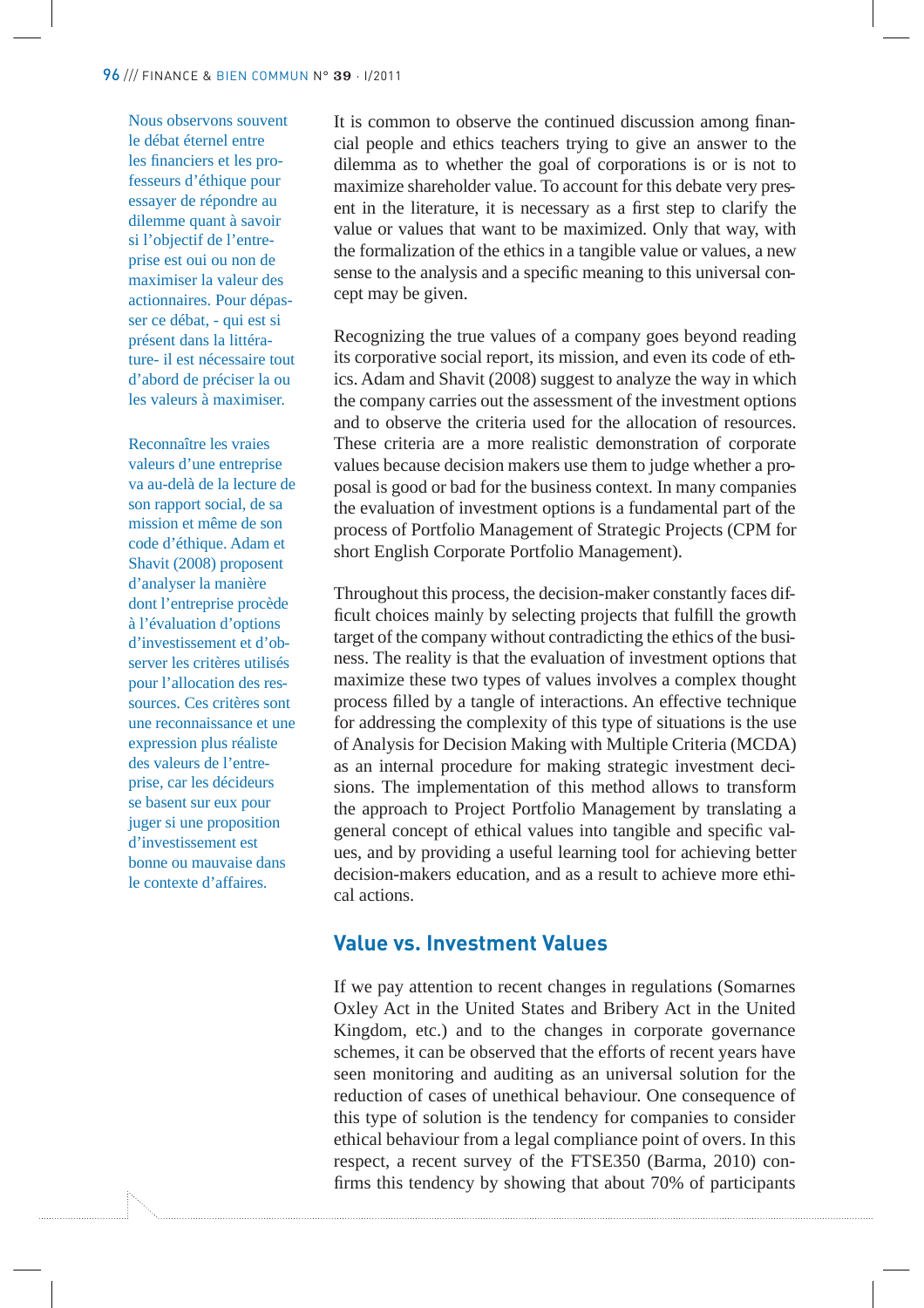Nous observons souvent le débat éternel entre les financiers et les professeurs d'éthique pour essayer de répondre au dilemme quant à savoir si l'objectif de l'entreprise est oui ou non de maximiser la valeur des actionnaires. Pour dépasser ce débat, - qui est si présent dans la littérature- il est nécessaire tout d'abord de préciser la ou les valeurs à maximiser.

Reconnaître les vraies valeurs d'une entreprise va au-delà de la lecture de son rapport social, de sa mission et même de son code d'éthique. Adam et Shavit (2008) proposent d'analyser la manière dont l'entreprise procède à l'évaluation d'options d'investissement et d'observer les critères utilisés pour l'allocation des ressources. Ces critères sont une reconnaissance et une expression plus réaliste des valeurs de l'entreprise, car les décideurs se basent sur eux pour juger si une proposition d'investissement est bonne ou mauvaise dans le contexte d'affaires.

It is common to observe the continued discussion among financial people and ethics teachers trying to give an answer to the dilemma as to whether the goal of corporations is or is not to maximize shareholder value. To account for this debate very present in the literature, it is necessary as a first step to clarify the value or values that want to be maximized. Only that way, with the formalization of the ethics in a tangible value or values, a new sense to the analysis and a specific meaning to this universal concept may be given.

Recognizing the true values of a company goes beyond reading its corporative social report, its mission, and even its code of ethics. Adam and Shavit (2008) suggest to analyze the way in which the company carries out the assessment of the investment options and to observe the criteria used for the allocation of resources. These criteria are a more realistic demonstration of corporate values because decision makers use them to judge whether a proposal is good or bad for the business context. In many companies the evaluation of investment options is a fundamental part of the process of Portfolio Management of Strategic Projects (CPM for short English Corporate Portfolio Management).

Throughout this process, the decision-maker constantly faces difficult choices mainly by selecting projects that fulfill the growth target of the company without contradicting the ethics of the business. The reality is that the evaluation of investment options that maximize these two types of values involves a complex thought process filled by a tangle of interactions. An effective technique for addressing the complexity of this type of situations is the use of Analysis for Decision Making with Multiple Criteria (MCDA) as an internal procedure for making strategic investment decisions. The implementation of this method allows to transform the approach to Project Portfolio Management by translating a general concept of ethical values into tangible and specific values, and by providing a useful learning tool for achieving better decision-makers education, and as a result to achieve more ethical actions.

## Value vs. Investment Values

If we pay attention to recent changes in regulations (Somarnes Oxley Act in the United States and Bribery Act in the United Kingdom, etc.) and to the changes in corporate governance schemes, it can be observed that the efforts of recent years have seen monitoring and auditing as an universal solution for the reduction of cases of unethical behaviour. One consequence of this type of solution is the tendency for companies to consider ethical behaviour from a legal compliance point of overs. In this respect, a recent survey of the FTSE350 (Barma, 2010) confirms this tendency by showing that about 70% of participants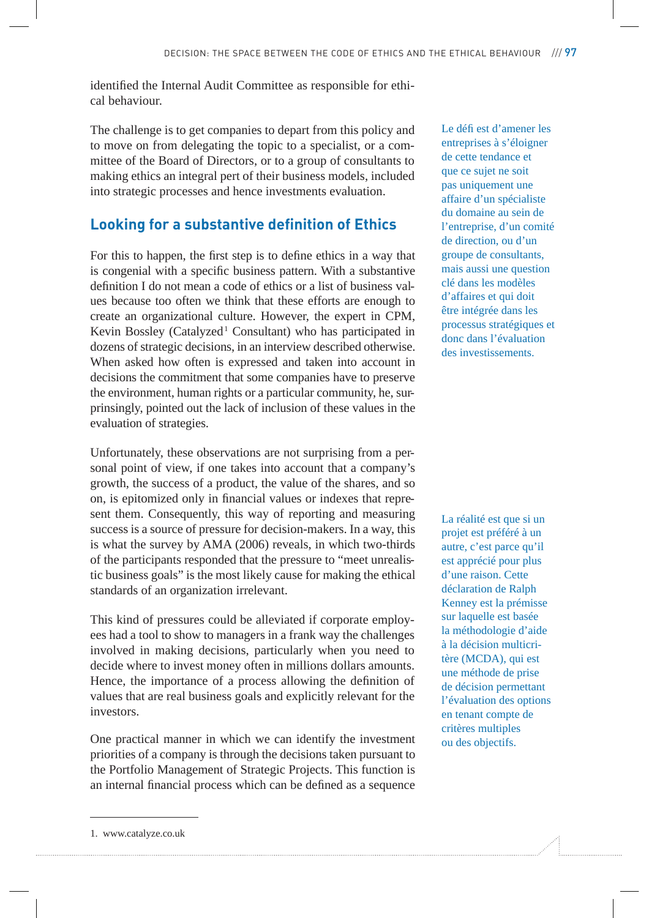identified the Internal Audit Committee as responsible for ethical behaviour.

The challenge is to get companies to depart from this policy and to move on from delegating the topic to a specialist, or a committee of the Board of Directors, or to a group of consultants to making ethics an integral pert of their business models, included into strategic processes and hence investments evaluation.

Le défi est d'amener les entreprises à s'éloigner de cette tendance et que ce sujet ne soit pas uniquement une affaire d'un spécialiste du domaine au sein de l'entreprise, d'un comité de direction, ou d'un groupe de consultants, mais aussi une question clé dans les modèles d'affaires et qui doit être intégrée dans les processus stratégiques et donc dans l'évaluation des investissements.

## Looking for a substantive definition of Ethics

For this to happen, the first step is to define ethics in a way that is congenial with a specific business pattern. With a substantive definition I do not mean a code of ethics or a list of business values because too often we think that these efforts are enough to create an organizational culture. However, the expert in CPM, Kevin Bossley (Catalyzed[1] Consultant) who has participated in dozens of strategic decisions, in an interview described otherwise. When asked how often is expressed and taken into account in decisions the commitment that some companies have to preserve the environment, human rights or a particular community, he, surprinsingly, pointed out the lack of inclusion of these values in the evaluation of strategies.

Unfortunately, these observations are not surprising from a personal point of view, if one takes into account that a company's growth, the success of a product, the value of the shares, and so on, is epitomized only in financial values or indexes that represent them. Consequently, this way of reporting and measuring success is a source of pressure for decision-makers. In a way, this is what the survey by AMA (2006) reveals, in which two-thirds of the participants responded that the pressure to "meet unrealistic business goals" is the most likely cause for making the ethical standards of an organization irrelevant.

La réalité est que si un projet est préféré à un autre, c'est parce qu'il est apprécié pour plus d'une raison. Cette déclaration de Ralph Kenney est la prémisse sur laquelle est basée la méthodologie d'aide à la décision multicritère (MCDA), qui est une méthode de prise de décision permettant l'évaluation des options en tenant compte de critères multiples ou des objectifs.

This kind of pressures could be alleviated if corporate employees had a tool to show to managers in a frank way the challenges involved in making decisions, particularly when you need to decide where to invest money often in millions dollars amounts. Hence, the importance of a process allowing the definition of values that are real business goals and explicitly relevant for the investors.

One practical manner in which we can identify the investment priorities of a company is through the decisions taken pursuant to the Portfolio Management of Strategic Projects. This function is an internal financial process which can be defined as a sequence

1. www.catalyze.co.uk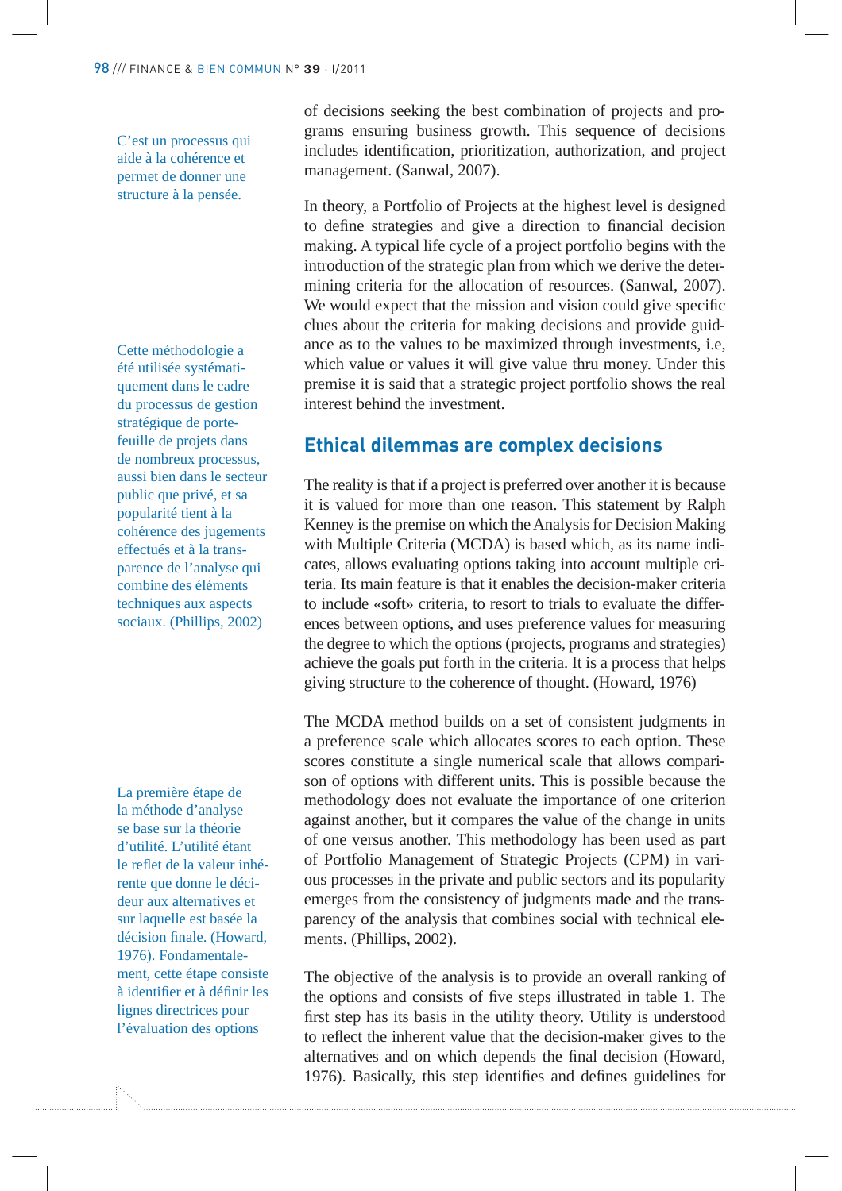of decisions seeking the best combination of projects and programs ensuring business growth. This sequence of decisions includes identification, prioritization, authorization, and project management. (Sanwal, 2007).

C'est un processus qui aide à la cohérence et permet de donner une structure à la pensée.

In theory, a Portfolio of Projects at the highest level is designed to define strategies and give a direction to financial decision making. A typical life cycle of a project portfolio begins with the introduction of the strategic plan from which we derive the determining criteria for the allocation of resources. (Sanwal, 2007). We would expect that the mission and vision could give specific clues about the criteria for making decisions and provide guidance as to the values to be maximized through investments, i.e, which value or values it will give value thru money. Under this premise it is said that a strategic project portfolio shows the real interest behind the investment.

Cette méthodologie a été utilisée systématiquement dans le cadre du processus de gestion stratégique de portefeuille de projets dans de nombreux processus, aussi bien dans le secteur public que privé, et sa popularité tient à la cohérence des jugements effectués et à la transparence de l'analyse qui combine des éléments techniques aux aspects sociaux. (Phillips, 2002)

## Ethical dilemmas are complex decisions

The reality is that if a project is preferred over another it is because it is valued for more than one reason. This statement by Ralph Kenney is the premise on which the Analysis for Decision Making with Multiple Criteria (MCDA) is based which, as its name indicates, allows evaluating options taking into account multiple criteria. Its main feature is that it enables the decision-maker criteria to include «soft» criteria, to resort to trials to evaluate the differences between options, and uses preference values for measuring the degree to which the options (projects, programs and strategies) achieve the goals put forth in the criteria. It is a process that helps giving structure to the coherence of thought. (Howard, 1976)

The MCDA method builds on a set of consistent judgments in a preference scale which allocates scores to each option. These scores constitute a single numerical scale that allows comparison of options with different units. This is possible because the methodology does not evaluate the importance of one criterion against another, but it compares the value of the change in units of one versus another. This methodology has been used as part of Portfolio Management of Strategic Projects (CPM) in various processes in the private and public sectors and its popularity emerges from the consistency of judgments made and the transparency of the analysis that combines social with technical elements. (Phillips, 2002).

La première étape de la méthode d'analyse se base sur la théorie d'utilité. L'utilité étant le reflet de la valeur inhérente que donne le décideur aux alternatives et sur laquelle est basée la décision finale. (Howard, 1976). Fondamentalement, cette étape consiste à identifier et à définir les lignes directrices pour l'évaluation des options

The objective of the analysis is to provide an overall ranking of the options and consists of five steps illustrated in table 1. The first step has its basis in the utility theory. Utility is understood to reflect the inherent value that the decision-maker gives to the alternatives and on which depends the final decision (Howard, 1976). Basically, this step identifies and defines guidelines for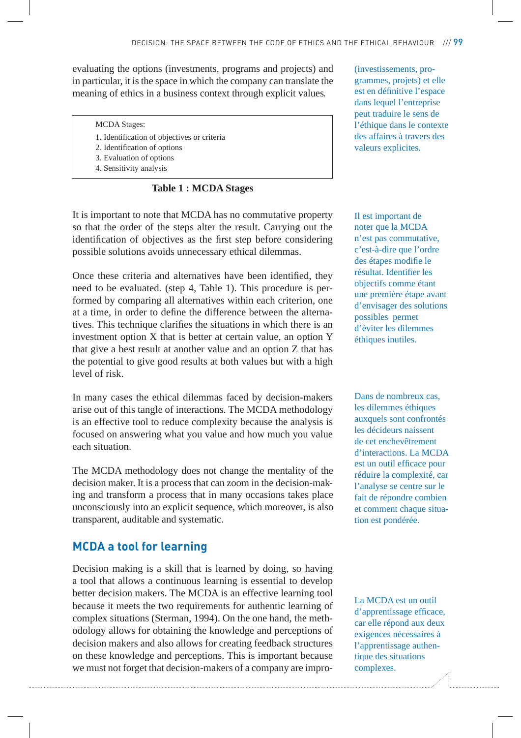evaluating the options (investments, programs and projects) and in particular, it is the space in which the company can translate the meaning of ethics in a business context through explicit values.

(investissements, programmes, projets) et elle est en définitive l'espace dans lequel l'entreprise peut traduire le sens de l'éthique dans le contexte des affaires à travers des valeurs explicites.

| MCDA Stages: |
| --- |
| 1. Identification of objectives or criteria |
| 2. Identification of options |
| 3. Evaluation of options |
| 4. Sensitivity analysis |

**Table 1 : MCDA Stages**

It is important to note that MCDA has no commutative property so that the order of the steps alter the result. Carrying out the identification of objectives as the first step before considering possible solutions avoids unnecessary ethical dilemmas.

Il est important de noter que la MCDA n'est pas commutative, c'est-à-dire que l'ordre des étapes modifie le résultat. Identifier les objectifs comme étant une première étape avant d'envisager des solutions possibles permet d'éviter les dilemmes éthiques inutiles.

Once these criteria and alternatives have been identified, they need to be evaluated. (step 4, Table 1). This procedure is performed by comparing all alternatives within each criterion, one at a time, in order to define the difference between the alternatives. This technique clarifies the situations in which there is an investment option X that is better at certain value, an option Y that give a best result at another value and an option Z that has the potential to give good results at both values but with a high level of risk.

In many cases the ethical dilemmas faced by decision-makers arise out of this tangle of interactions. The MCDA methodology is an effective tool to reduce complexity because the analysis is focused on answering what you value and how much you value each situation.

Dans de nombreux cas, les dilemmes éthiques auxquels sont confrontés les décideurs naissent de cet enchevêtrement d'interactions. La MCDA est un outil efficace pour réduire la complexité, car l'analyse se centre sur le fait de répondre combien et comment chaque situation est pondérée.

The MCDA methodology does not change the mentality of the decision maker. It is a process that can zoom in the decision-making and transform a process that in many occasions takes place unconsciously into an explicit sequence, which moreover, is also transparent, auditable and systematic.

## MCDA a tool for learning

Decision making is a skill that is learned by doing, so having a tool that allows a continuous learning is essential to develop better decision makers. The MCDA is an effective learning tool because it meets the two requirements for authentic learning of complex situations (Sterman, 1994). On the one hand, the methodology allows for obtaining the knowledge and perceptions of decision makers and also allows for creating feedback structures on these knowledge and perceptions. This is important because we must not forget that decision-makers of a company are impro-

La MCDA est un outil d'apprentissage efficace, car elle répond aux deux exigences nécessaires à l'apprentissage authentique des situations complexes.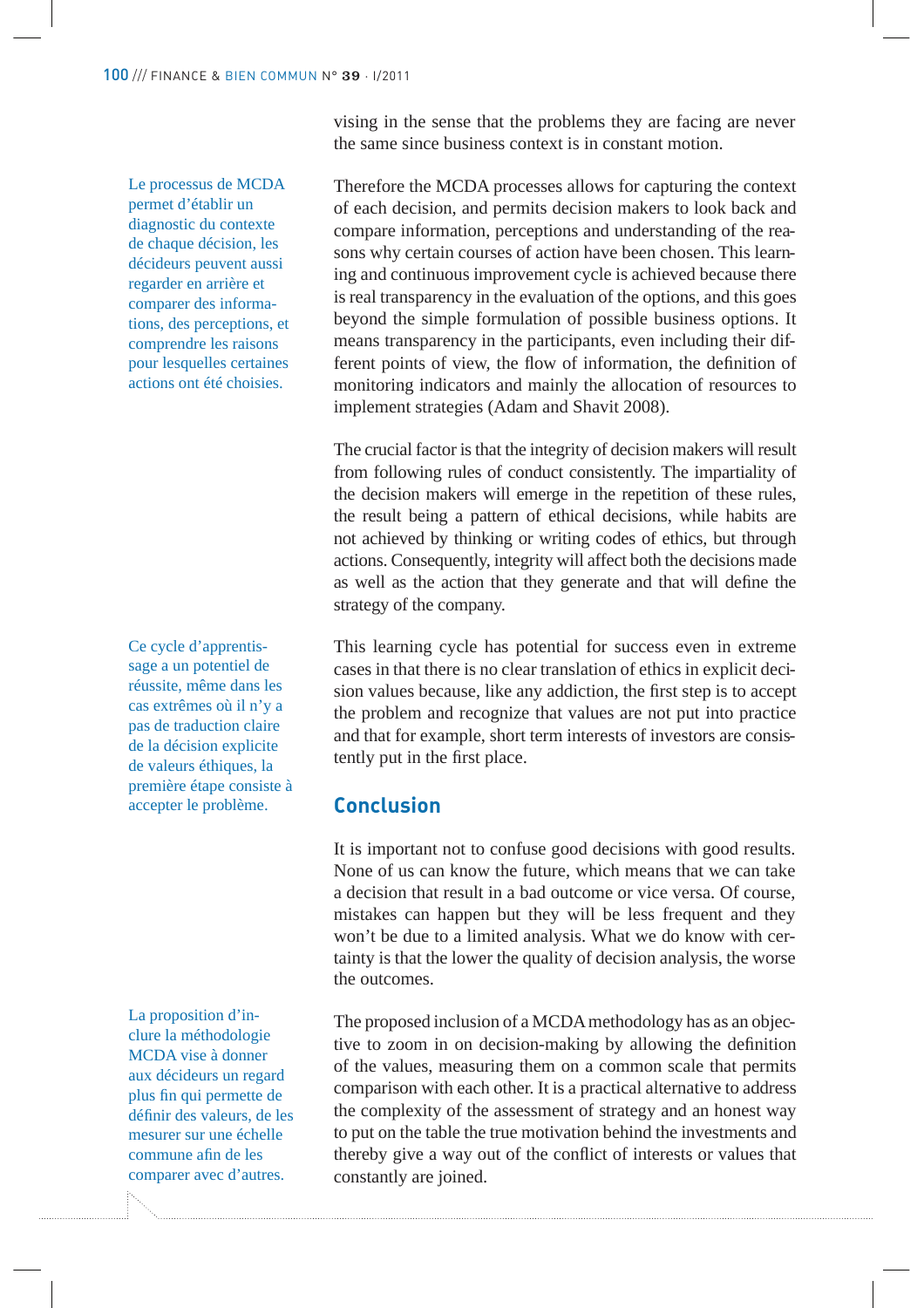vising in the sense that the problems they are facing are never the same since business context is in constant motion.

Le processus de MCDA permet d'établir un diagnostic du contexte de chaque décision, les décideurs peuvent aussi regarder en arrière et comparer des informations, des perceptions, et comprendre les raisons pour lesquelles certaines actions ont été choisies.

Therefore the MCDA processes allows for capturing the context of each decision, and permits decision makers to look back and compare information, perceptions and understanding of the reasons why certain courses of action have been chosen. This learning and continuous improvement cycle is achieved because there is real transparency in the evaluation of the options, and this goes beyond the simple formulation of possible business options. It means transparency in the participants, even including their different points of view, the flow of information, the definition of monitoring indicators and mainly the allocation of resources to implement strategies (Adam and Shavit 2008).

The crucial factor is that the integrity of decision makers will result from following rules of conduct consistently. The impartiality of the decision makers will emerge in the repetition of these rules, the result being a pattern of ethical decisions, while habits are not achieved by thinking or writing codes of ethics, but through actions. Consequently, integrity will affect both the decisions made as well as the action that they generate and that will define the strategy of the company.

Ce cycle d'apprentissage a un potentiel de réussite, même dans les cas extrêmes où il n'y a pas de traduction claire de la décision explicite de valeurs éthiques, la première étape consiste à accepter le problème.

This learning cycle has potential for success even in extreme cases in that there is no clear translation of ethics in explicit decision values because, like any addiction, the first step is to accept the problem and recognize that values are not put into practice and that for example, short term interests of investors are consistently put in the first place.

## Conclusion

It is important not to confuse good decisions with good results. None of us can know the future, which means that we can take a decision that result in a bad outcome or vice versa. Of course, mistakes can happen but they will be less frequent and they won't be due to a limited analysis. What we do know with certainty is that the lower the quality of decision analysis, the worse the outcomes.

La proposition d'inclure la méthodologie MCDA vise à donner aux décideurs un regard plus fin qui permette de définir des valeurs, de les mesurer sur une échelle commune afin de les comparer avec d'autres.

The proposed inclusion of a MCDA methodology has as an objective to zoom in on decision-making by allowing the definition of the values, measuring them on a common scale that permits comparison with each other. It is a practical alternative to address the complexity of the assessment of strategy and an honest way to put on the table the true motivation behind the investments and thereby give a way out of the conflict of interests or values that constantly are joined.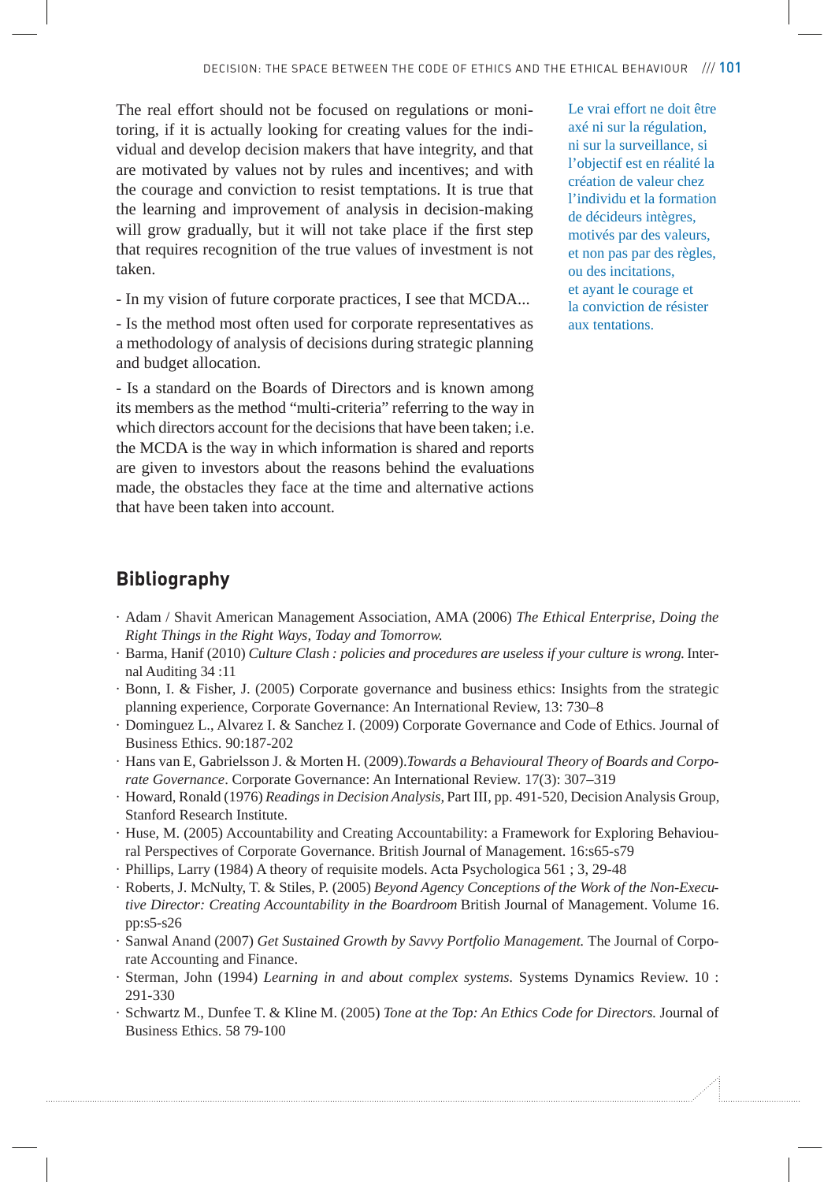The real effort should not be focused on regulations or monitoring, if it is actually looking for creating values for the individual and develop decision makers that have integrity, and that are motivated by values not by rules and incentives; and with the courage and conviction to resist temptations. It is true that the learning and improvement of analysis in decision-making will grow gradually, but it will not take place if the first step that requires recognition of the true values of investment is not taken.

Le vrai effort ne doit être axé ni sur la régulation, ni sur la surveillance, si l'objectif est en réalité la création de valeur chez l'individu et la formation de décideurs intègres, motivés par des valeurs, et non pas par des règles, ou des incitations, et ayant le courage et la conviction de résister aux tentations.

- In my vision of future corporate practices, I see that MCDA...

- Is the method most often used for corporate representatives as a methodology of analysis of decisions during strategic planning and budget allocation.

- Is a standard on the Boards of Directors and is known among its members as the method "multi-criteria" referring to the way in which directors account for the decisions that have been taken; i.e. the MCDA is the way in which information is shared and reports are given to investors about the reasons behind the evaluations made, the obstacles they face at the time and alternative actions that have been taken into account.

## Bibliography

- Adam / Shavit American Management Association, AMA (2006) *The Ethical Enterprise, Doing the Right Things in the Right Ways, Today and Tomorrow.*
- Barma, Hanif (2010) *Culture Clash : policies and procedures are useless if your culture is wrong.* Internal Auditing 34 :11
- Bonn, I. & Fisher, J. (2005) Corporate governance and business ethics: Insights from the strategic planning experience, Corporate Governance: An International Review, 13: 730–8
- Dominguez L., Alvarez I. & Sanchez I. (2009) Corporate Governance and Code of Ethics. Journal of Business Ethics. 90:187-202
- Hans van E, Gabrielsson J. & Morten H. (2009).*Towards a Behavioural Theory of Boards and Corporate Governance*. Corporate Governance: An International Review. 17(3): 307–319
- Howard, Ronald (1976) *Readings in Decision Analysis*, Part III, pp. 491-520, Decision Analysis Group, Stanford Research Institute.
- Huse, M. (2005) Accountability and Creating Accountability: a Framework for Exploring Behavioural Perspectives of Corporate Governance. British Journal of Management. 16:s65-s79
- Phillips, Larry (1984) A theory of requisite models. Acta Psychologica 561 ; 3, 29-48
- Roberts, J. McNulty, T. & Stiles, P. (2005) *Beyond Agency Conceptions of the Work of the Non-Executive Director: Creating Accountability in the Boardroom* British Journal of Management. Volume 16. pp:s5-s26
- Sanwal Anand (2007) *Get Sustained Growth by Savvy Portfolio Management.* The Journal of Corporate Accounting and Finance.
- Sterman, John (1994) *Learning in and about complex systems.* Systems Dynamics Review. 10 : 291-330
- Schwartz M., Dunfee T. & Kline M. (2005) *Tone at the Top: An Ethics Code for Directors.* Journal of Business Ethics. 58 79-100